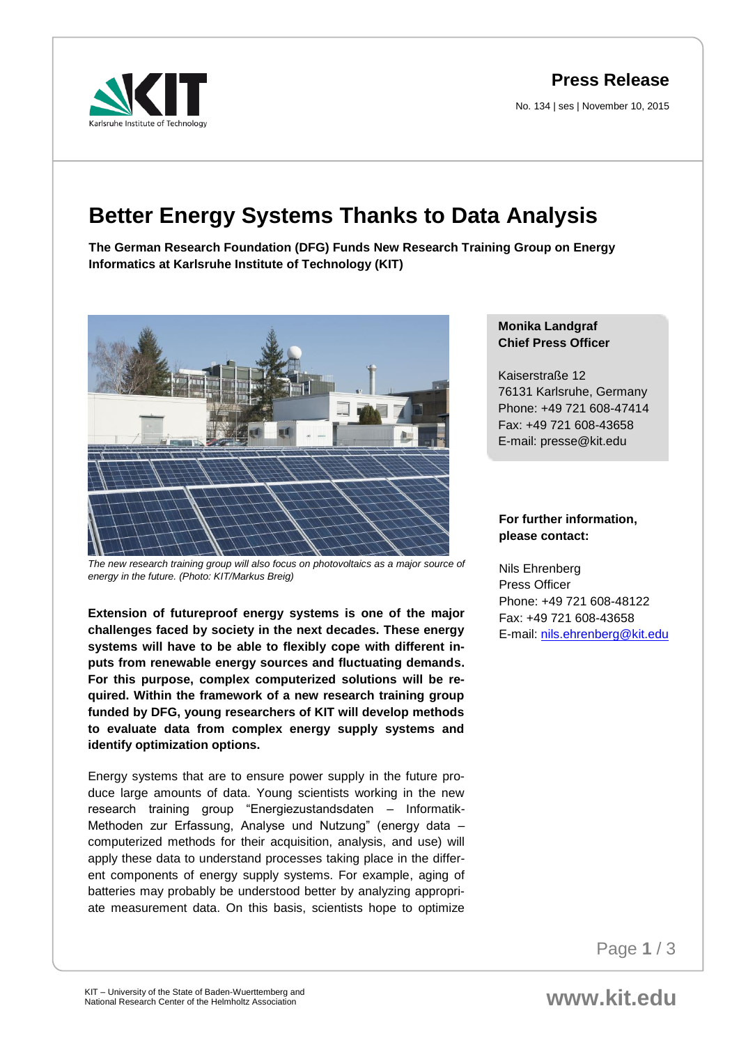Karlsruhe Institute of Technology

**Press Release**

No. 134 | ses | November 10, 2015

# Better Energy Systems Thanks to Data Analysis

**The German Research Foundation (DFG) Funds New Research Training Group on Energy Informatics at Karlsruhe Institute of Technology (KIT)**

*The new research training group will also focus on photovoltaics as a major source of energy in the future. (Photo: KIT/Markus Breig)*

**Extension of futureproof energy systems is one of the major challenges faced by society in the next decades. These energy systems will have to be able to flexibly cope with different inputs from renewable energy sources and fluctuating demands. For this purpose, complex computerized solutions will be required. Within the framework of a new research training group funded by DFG, young researchers of KIT will develop methods to evaluate data from complex energy supply systems and identify optimization options.**

Energy systems that are to ensure power supply in the future produce large amounts of data. Young scientists working in the new research training group "Energiezustandsdaten – Informatik-Methoden zur Erfassung, Analyse und Nutzung" (energy data – computerized methods for their acquisition, analysis, and use) will apply these data to understand processes taking place in the different components of energy supply systems. For example, aging of batteries may probably be understood better by analyzing appropriate measurement data. On this basis, scientists hope to optimize

**Monika Landgraf**
**Chief Press Officer**

Kaiserstraße 12
76131 Karlsruhe, Germany
Phone: +49 721 608-47414
Fax: +49 721 608-43658
E-mail: presse@kit.edu

**For further information, please contact:**

Nils Ehrenberg
Press Officer
Phone: +49 721 608-48122
Fax: +49 721 608-43658
E-mail: nils.ehrenberg@kit.edu

KIT – University of the State of Baden-Wuerttemberg and National Research Center of the Helmholtz Association

www.kit.edu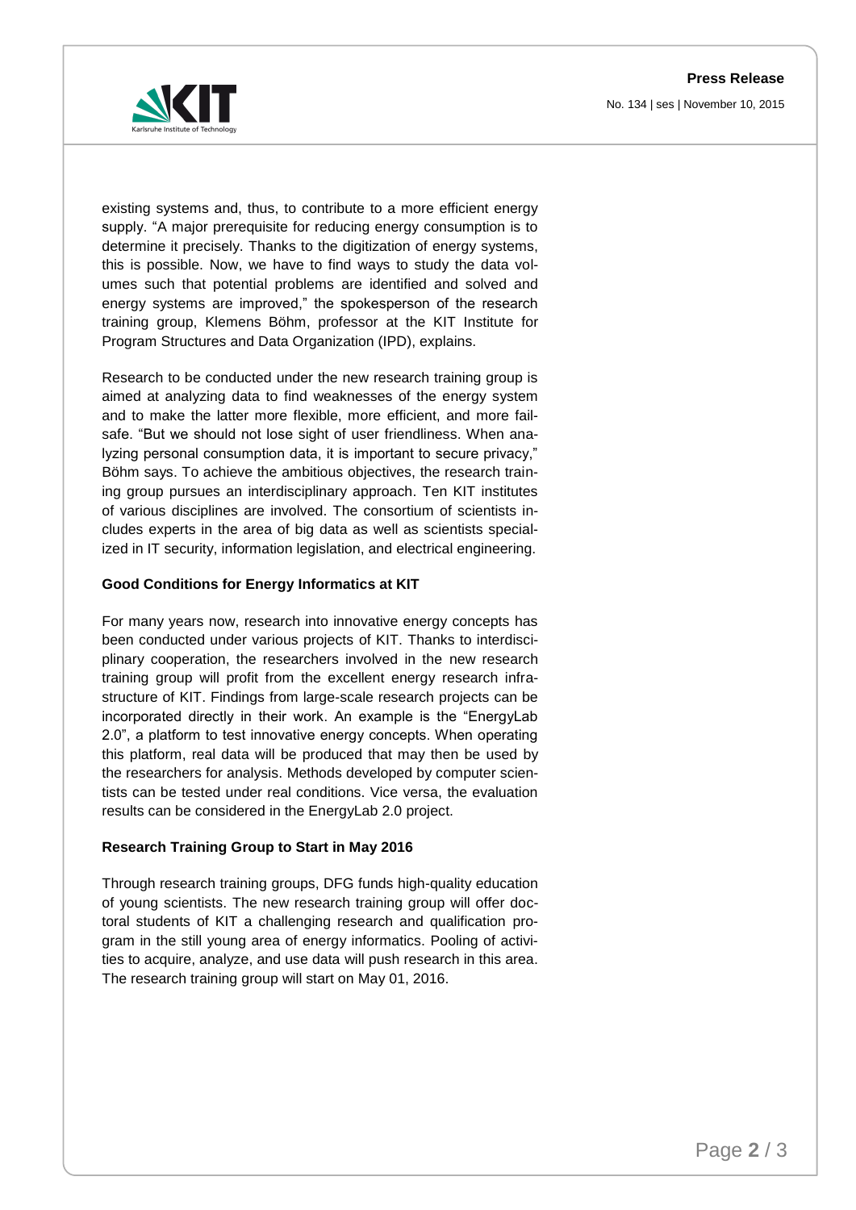existing systems and, thus, to contribute to a more efficient energy supply. "A major prerequisite for reducing energy consumption is to determine it precisely. Thanks to the digitization of energy systems, this is possible. Now, we have to find ways to study the data volumes such that potential problems are identified and solved and energy systems are improved," the spokesperson of the research training group, Klemens Böhm, professor at the KIT Institute for Program Structures and Data Organization (IPD), explains.

Research to be conducted under the new research training group is aimed at analyzing data to find weaknesses of the energy system and to make the latter more flexible, more efficient, and more fail-safe. "But we should not lose sight of user friendliness. When analyzing personal consumption data, it is important to secure privacy," Böhm says. To achieve the ambitious objectives, the research training group pursues an interdisciplinary approach. Ten KIT institutes of various disciplines are involved. The consortium of scientists includes experts in the area of big data as well as scientists specialized in IT security, information legislation, and electrical engineering.

**Good Conditions for Energy Informatics at KIT**

For many years now, research into innovative energy concepts has been conducted under various projects of KIT. Thanks to interdisciplinary cooperation, the researchers involved in the new research training group will profit from the excellent energy research infrastructure of KIT. Findings from large-scale research projects can be incorporated directly in their work. An example is the "EnergyLab 2.0", a platform to test innovative energy concepts. When operating this platform, real data will be produced that may then be used by the researchers for analysis. Methods developed by computer scientists can be tested under real conditions. Vice versa, the evaluation results can be considered in the EnergyLab 2.0 project.

**Research Training Group to Start in May 2016**

Through research training groups, DFG funds high-quality education of young scientists. The new research training group will offer doctoral students of KIT a challenging research and qualification program in the still young area of energy informatics. Pooling of activities to acquire, analyze, and use data will push research in this area. The research training group will start on May 01, 2016.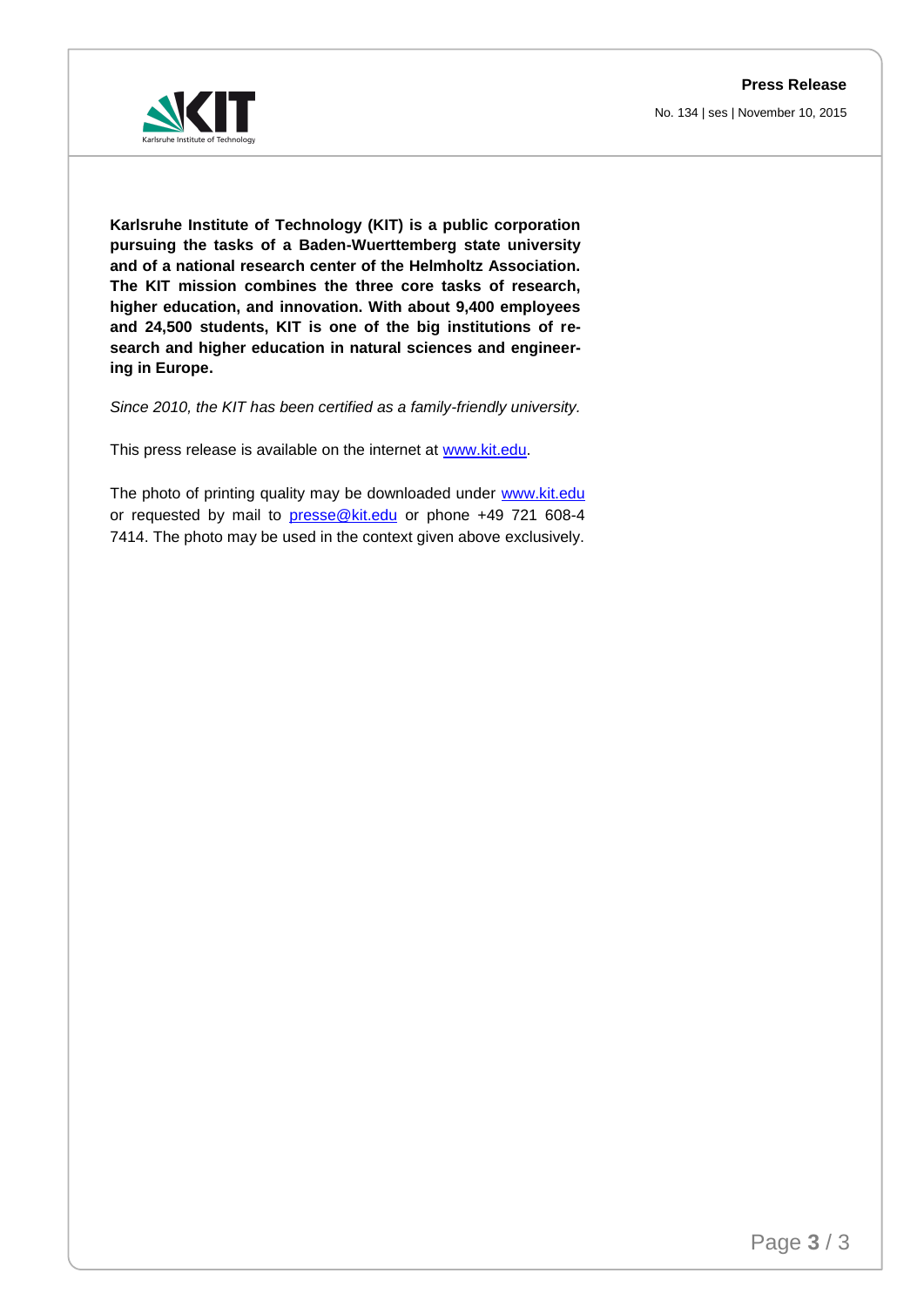**Karlsruhe Institute of Technology (KIT) is a public corporation pursuing the tasks of a Baden-Wuerttemberg state university and of a national research center of the Helmholtz Association. The KIT mission combines the three core tasks of research, higher education, and innovation. With about 9,400 employees and 24,500 students, KIT is one of the big institutions of research and higher education in natural sciences and engineering in Europe.**

*Since 2010, the KIT has been certified as a family-friendly university.*

This press release is available on the internet at www.kit.edu.

The photo of printing quality may be downloaded under www.kit.edu or requested by mail to presse@kit.edu or phone +49 721 608-4 7414. The photo may be used in the context given above exclusively.